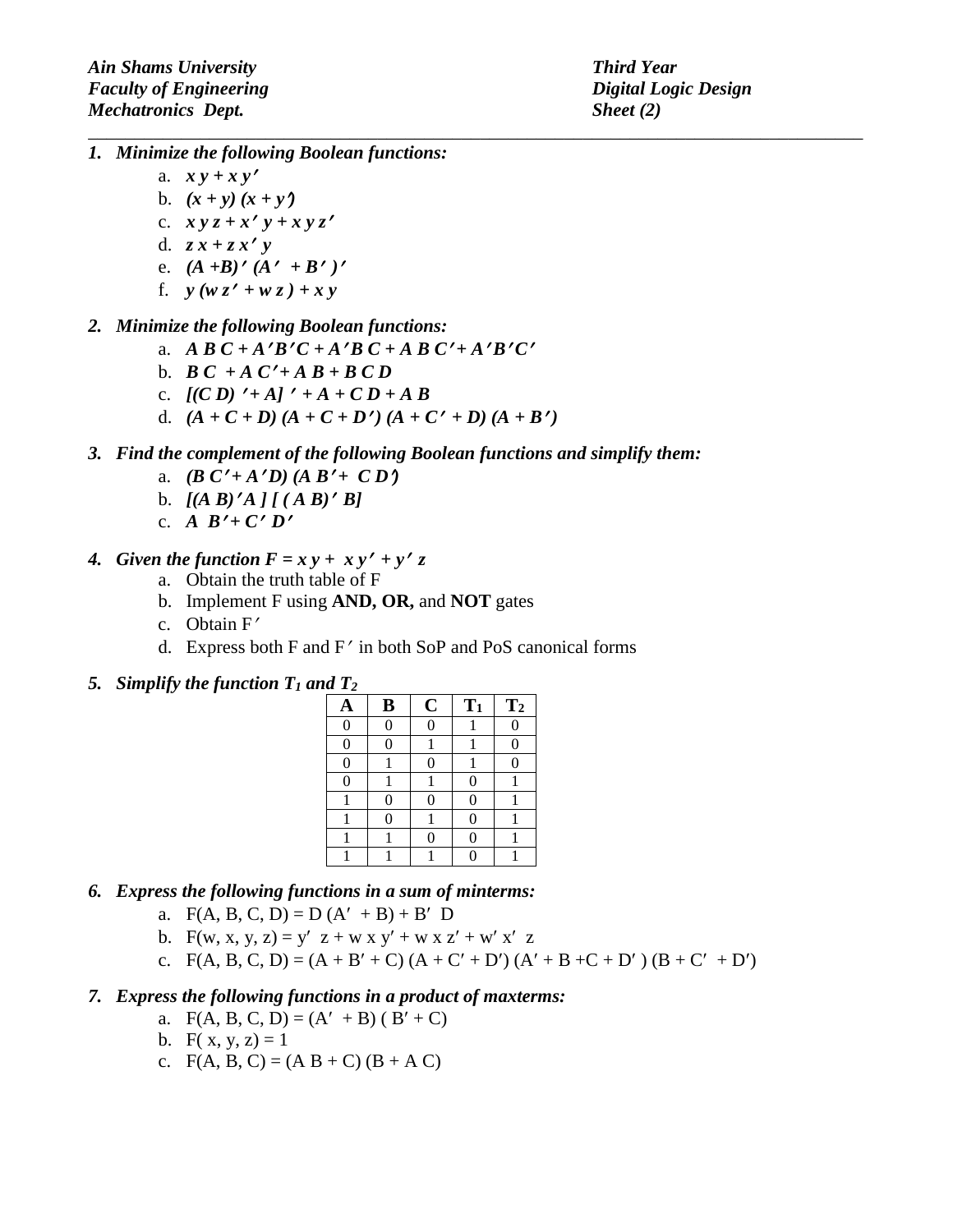*Ain Shams University* | *Third Year*
*Faculty of Engineering* | *Digital Logic Design*
*Mechatronics Dept.* | *Sheet (2)*

---

1. ***Minimize the following Boolean functions:***
   a. $x\,y + x\,y'$
   b. $(x + y)\,(x + y')$
   c. $x\,y\,z + x'\,y + x\,y\,z'$
   d. $z\,x + z\,x'\,y$
   e. $(A + B)'\,(A' + B')'$
   f. $y\,(w\,z' + w\,z) + x\,y$

2. ***Minimize the following Boolean functions:***
   a. $A\,B\,C + A'B'C + A'B\,C + A\,B\,C' + A'B'C'$
   b. $B\,C + A\,C' + A\,B + B\,C\,D$
   c. $[(C\,D)' + A]' + A + C\,D + A\,B$
   d. $(A + C + D)\,(A + C + D')\,(A + C' + D)\,(A + B')$

3. ***Find the complement of the following Boolean functions and simplify them:***
   a. $(B\,C' + A'D)\,(A\,B' + C\,D')$
   b. $[(A\,B)'A]\,[(A\,B)'\,B]$
   c. $A\,B' + C'\,D'$

4. ***Given the function $F = x\,y + x\,y' + y'\,z$***
   a. Obtain the truth table of F
   b. Implement F using **AND, OR,** and **NOT** gates
   c. Obtain $F'$
   d. Express both F and $F'$ in both SoP and PoS canonical forms

5. ***Simplify the function $T_1$ and $T_2$***

| A | B | C | $T_1$ | $T_2$ |
|---|---|---|---|---|
| 0 | 0 | 0 | 1 | 0 |
| 0 | 0 | 1 | 1 | 0 |
| 0 | 1 | 0 | 1 | 0 |
| 0 | 1 | 1 | 0 | 1 |
| 1 | 0 | 0 | 0 | 1 |
| 1 | 0 | 1 | 0 | 1 |
| 1 | 1 | 0 | 0 | 1 |
| 1 | 1 | 1 | 0 | 1 |

6. ***Express the following functions in a sum of minterms:***
   a. $F(A, B, C, D) = D\,(A' + B) + B'\,D$
   b. $F(w, x, y, z) = y'\,z + w\,x\,y' + w\,x\,z' + w'\,x'\,z$
   c. $F(A, B, C, D) = (A + B' + C)\,(A + C' + D')\,(A' + B + C + D')\,(B + C' + D')$

7. ***Express the following functions in a product of maxterms:***
   a. $F(A, B, C, D) = (A' + B)\,(B' + C)$
   b. $F(x, y, z) = 1$
   c. $F(A, B, C) = (A\,B + C)\,(B + A\,C)$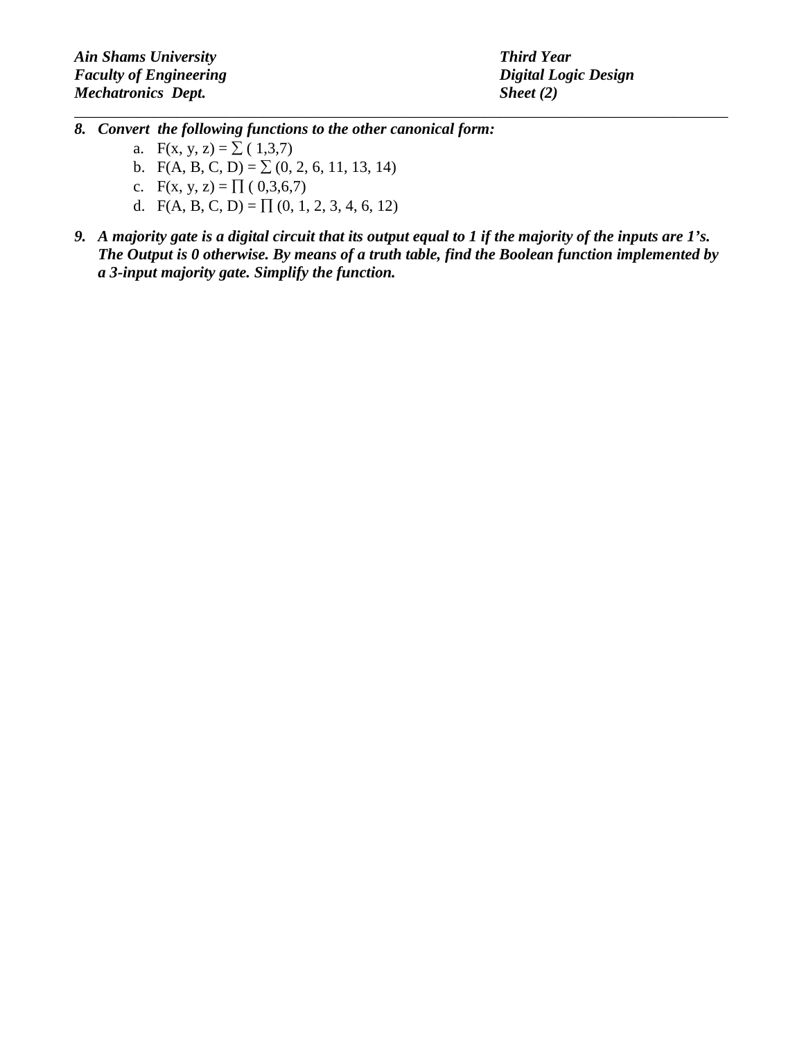8. ***Convert the following functions to the other canonical form:***
    a. $F(x, y, z) = \sum (1,3,7)$
    b. $F(A, B, C, D) = \sum (0, 2, 6, 11, 13, 14)$
    c. $F(x, y, z) = \prod (0,3,6,7)$
    d. $F(A, B, C, D) = \prod (0, 1, 2, 3, 4, 6, 12)$

9. ***A majority gate is a digital circuit that its output equal to 1 if the majority of the inputs are 1's. The Output is 0 otherwise. By means of a truth table, find the Boolean function implemented by a 3-input majority gate. Simplify the function.***